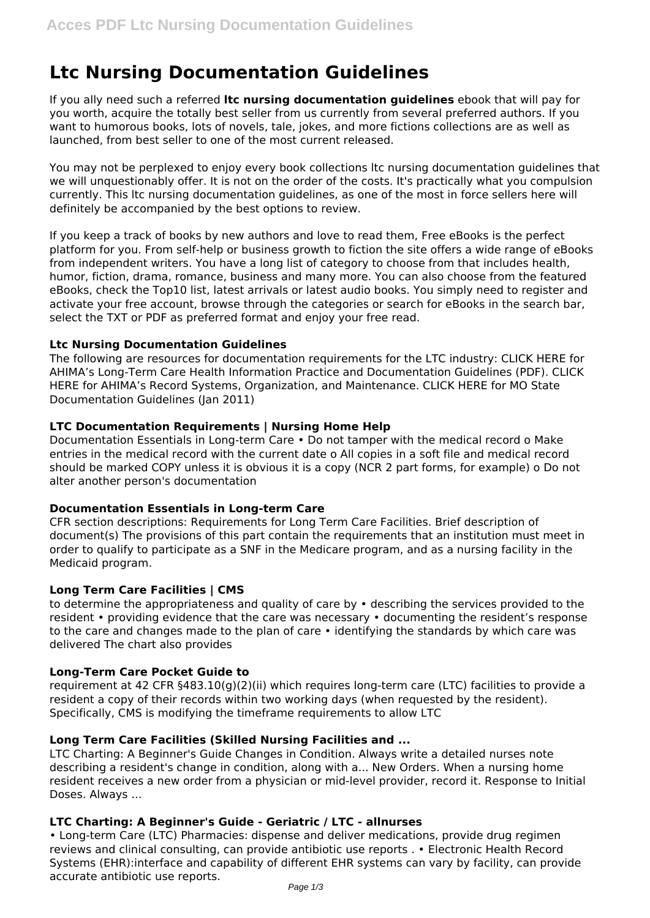# Ltc Nursing Documentation Guidelines

If you ally need such a referred **ltc nursing documentation guidelines** ebook that will pay for you worth, acquire the totally best seller from us currently from several preferred authors. If you want to humorous books, lots of novels, tale, jokes, and more fictions collections are as well as launched, from best seller to one of the most current released.

You may not be perplexed to enjoy every book collections ltc nursing documentation guidelines that we will unquestionably offer. It is not on the order of the costs. It's practically what you compulsion currently. This ltc nursing documentation guidelines, as one of the most in force sellers here will definitely be accompanied by the best options to review.

If you keep a track of books by new authors and love to read them, Free eBooks is the perfect platform for you. From self-help or business growth to fiction the site offers a wide range of eBooks from independent writers. You have a long list of category to choose from that includes health, humor, fiction, drama, romance, business and many more. You can also choose from the featured eBooks, check the Top10 list, latest arrivals or latest audio books. You simply need to register and activate your free account, browse through the categories or search for eBooks in the search bar, select the TXT or PDF as preferred format and enjoy your free read.

### Ltc Nursing Documentation Guidelines

The following are resources for documentation requirements for the LTC industry: CLICK HERE for AHIMA's Long-Term Care Health Information Practice and Documentation Guidelines (PDF). CLICK HERE for AHIMA's Record Systems, Organization, and Maintenance. CLICK HERE for MO State Documentation Guidelines (Jan 2011)

### LTC Documentation Requirements | Nursing Home Help

Documentation Essentials in Long-term Care • Do not tamper with the medical record o Make entries in the medical record with the current date o All copies in a soft file and medical record should be marked COPY unless it is obvious it is a copy (NCR 2 part forms, for example) o Do not alter another person's documentation

### Documentation Essentials in Long-term Care

CFR section descriptions: Requirements for Long Term Care Facilities. Brief description of document(s) The provisions of this part contain the requirements that an institution must meet in order to qualify to participate as a SNF in the Medicare program, and as a nursing facility in the Medicaid program.

### Long Term Care Facilities | CMS

to determine the appropriateness and quality of care by • describing the services provided to the resident • providing evidence that the care was necessary • documenting the resident's response to the care and changes made to the plan of care • identifying the standards by which care was delivered The chart also provides

### Long-Term Care Pocket Guide to

requirement at 42 CFR §483.10(g)(2)(ii) which requires long-term care (LTC) facilities to provide a resident a copy of their records within two working days (when requested by the resident). Specifically, CMS is modifying the timeframe requirements to allow LTC

### Long Term Care Facilities (Skilled Nursing Facilities and ...

LTC Charting: A Beginner's Guide Changes in Condition. Always write a detailed nurses note describing a resident's change in condition, along with a... New Orders. When a nursing home resident receives a new order from a physician or mid-level provider, record it. Response to Initial Doses. Always ...

### LTC Charting: A Beginner's Guide - Geriatric / LTC - allnurses

• Long-term Care (LTC) Pharmacies: dispense and deliver medications, provide drug regimen reviews and clinical consulting, can provide antibiotic use reports . • Electronic Health Record Systems (EHR):interface and capability of different EHR systems can vary by facility, can provide accurate antibiotic use reports.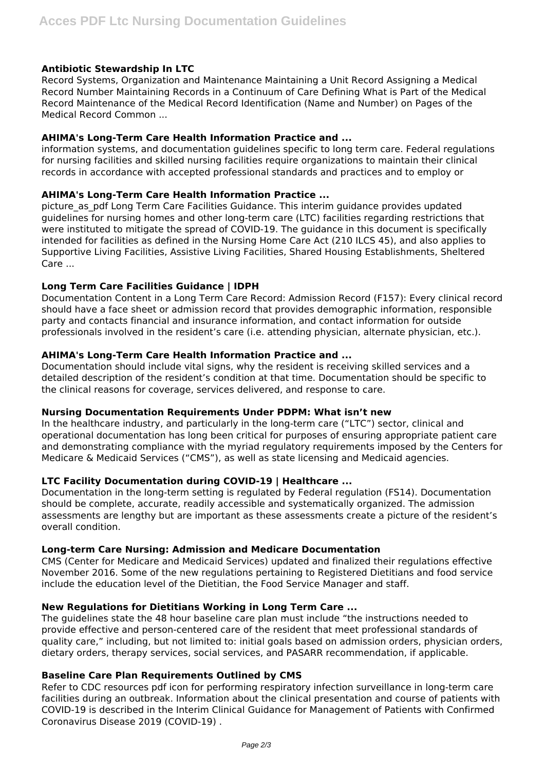### Antibiotic Stewardship In LTC

Record Systems, Organization and Maintenance Maintaining a Unit Record Assigning a Medical Record Number Maintaining Records in a Continuum of Care Defining What is Part of the Medical Record Maintenance of the Medical Record Identification (Name and Number) on Pages of the Medical Record Common ...

### AHIMA's Long-Term Care Health Information Practice and ...

information systems, and documentation guidelines specific to long term care. Federal regulations for nursing facilities and skilled nursing facilities require organizations to maintain their clinical records in accordance with accepted professional standards and practices and to employ or

### AHIMA's Long-Term Care Health Information Practice ...

picture_as_pdf Long Term Care Facilities Guidance. This interim guidance provides updated guidelines for nursing homes and other long-term care (LTC) facilities regarding restrictions that were instituted to mitigate the spread of COVID-19. The guidance in this document is specifically intended for facilities as defined in the Nursing Home Care Act (210 ILCS 45), and also applies to Supportive Living Facilities, Assistive Living Facilities, Shared Housing Establishments, Sheltered Care ...

### Long Term Care Facilities Guidance | IDPH

Documentation Content in a Long Term Care Record: Admission Record (F157): Every clinical record should have a face sheet or admission record that provides demographic information, responsible party and contacts financial and insurance information, and contact information for outside professionals involved in the resident's care (i.e. attending physician, alternate physician, etc.).

### AHIMA's Long-Term Care Health Information Practice and ...

Documentation should include vital signs, why the resident is receiving skilled services and a detailed description of the resident's condition at that time. Documentation should be specific to the clinical reasons for coverage, services delivered, and response to care.

### Nursing Documentation Requirements Under PDPM: What isn't new

In the healthcare industry, and particularly in the long-term care ("LTC") sector, clinical and operational documentation has long been critical for purposes of ensuring appropriate patient care and demonstrating compliance with the myriad regulatory requirements imposed by the Centers for Medicare & Medicaid Services ("CMS"), as well as state licensing and Medicaid agencies.

### LTC Facility Documentation during COVID-19 | Healthcare ...

Documentation in the long-term setting is regulated by Federal regulation (FS14). Documentation should be complete, accurate, readily accessible and systematically organized. The admission assessments are lengthy but are important as these assessments create a picture of the resident's overall condition.

### Long-term Care Nursing: Admission and Medicare Documentation

CMS (Center for Medicare and Medicaid Services) updated and finalized their regulations effective November 2016. Some of the new regulations pertaining to Registered Dietitians and food service include the education level of the Dietitian, the Food Service Manager and staff.

### New Regulations for Dietitians Working in Long Term Care ...

The guidelines state the 48 hour baseline care plan must include "the instructions needed to provide effective and person-centered care of the resident that meet professional standards of quality care," including, but not limited to: initial goals based on admission orders, physician orders, dietary orders, therapy services, social services, and PASARR recommendation, if applicable.

### Baseline Care Plan Requirements Outlined by CMS

Refer to CDC resources pdf icon for performing respiratory infection surveillance in long-term care facilities during an outbreak. Information about the clinical presentation and course of patients with COVID-19 is described in the Interim Clinical Guidance for Management of Patients with Confirmed Coronavirus Disease 2019 (COVID-19) .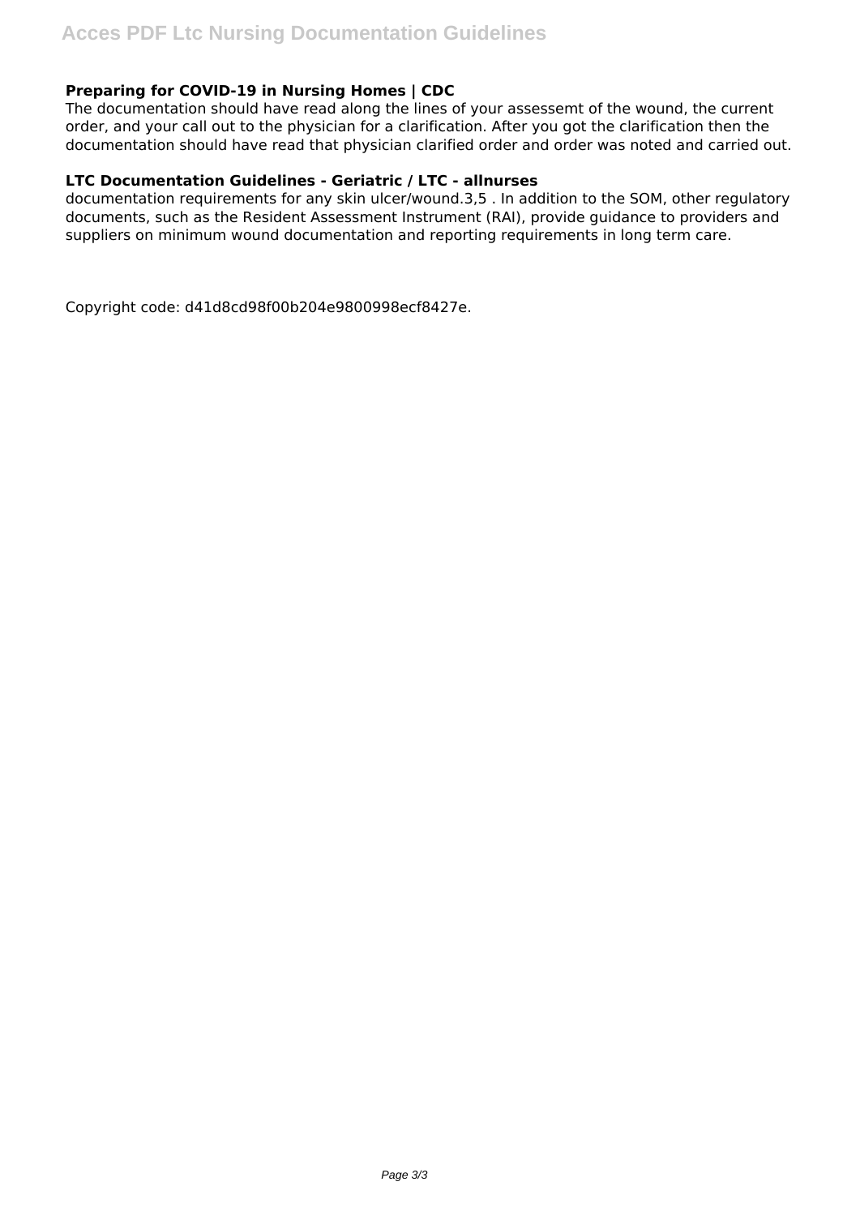**Preparing for COVID-19 in Nursing Homes | CDC**

The documentation should have read along the lines of your assessemt of the wound, the current order, and your call out to the physician for a clarification. After you got the clarification then the documentation should have read that physician clarified order and order was noted and carried out.

**LTC Documentation Guidelines - Geriatric / LTC - allnurses**

documentation requirements for any skin ulcer/wound.3,5 . In addition to the SOM, other regulatory documents, such as the Resident Assessment Instrument (RAI), provide guidance to providers and suppliers on minimum wound documentation and reporting requirements in long term care.

Copyright code: d41d8cd98f00b204e9800998ecf8427e.